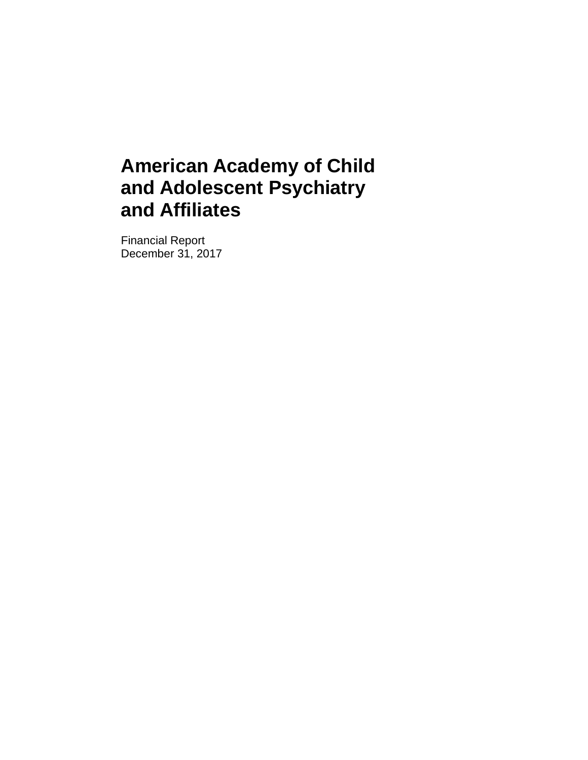# American Academy of Child and Adolescent Psychiatry and Affiliates

Financial Report
December 31, 2017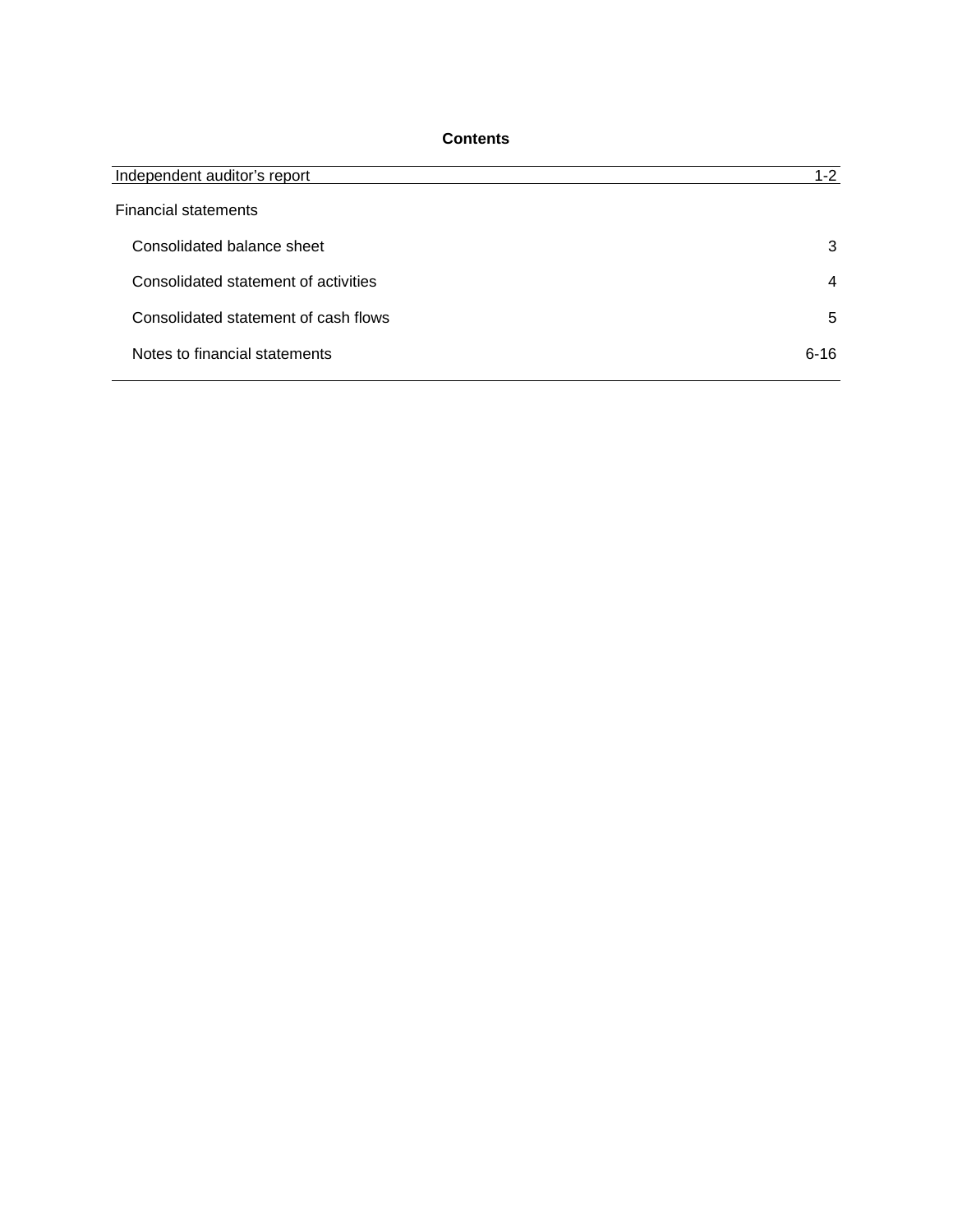## Contents

| | |
|---|---|
| Independent auditor's report | 1-2 |
| Financial statements | |
| Consolidated balance sheet | 3 |
| Consolidated statement of activities | 4 |
| Consolidated statement of cash flows | 5 |
| Notes to financial statements | 6-16 |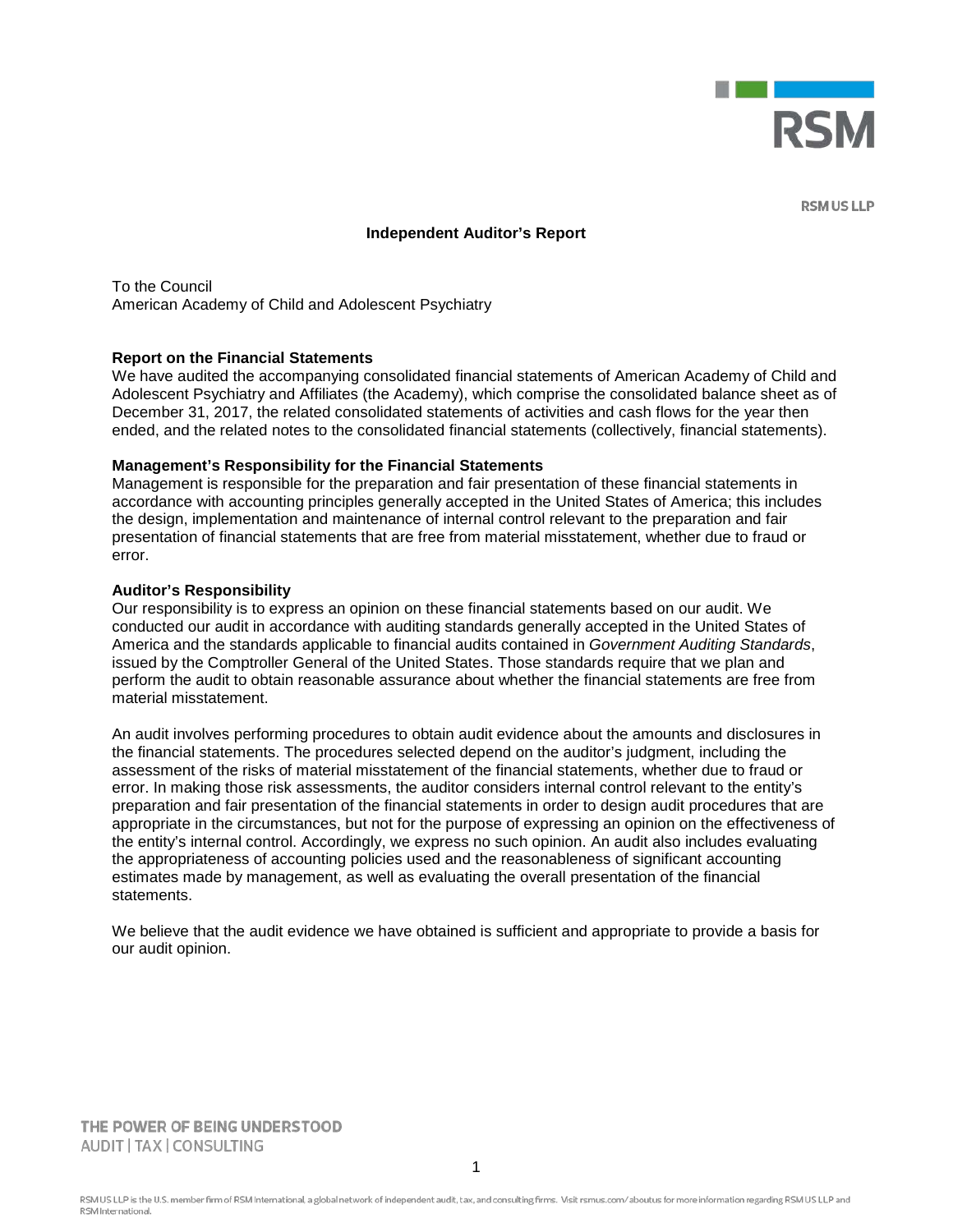RSM US LLP

# Independent Auditor's Report

To the Council
American Academy of Child and Adolescent Psychiatry

## Report on the Financial Statements

We have audited the accompanying consolidated financial statements of American Academy of Child and Adolescent Psychiatry and Affiliates (the Academy), which comprise the consolidated balance sheet as of December 31, 2017, the related consolidated statements of activities and cash flows for the year then ended, and the related notes to the consolidated financial statements (collectively, financial statements).

## Management's Responsibility for the Financial Statements

Management is responsible for the preparation and fair presentation of these financial statements in accordance with accounting principles generally accepted in the United States of America; this includes the design, implementation and maintenance of internal control relevant to the preparation and fair presentation of financial statements that are free from material misstatement, whether due to fraud or error.

## Auditor's Responsibility

Our responsibility is to express an opinion on these financial statements based on our audit. We conducted our audit in accordance with auditing standards generally accepted in the United States of America and the standards applicable to financial audits contained in *Government Auditing Standards*, issued by the Comptroller General of the United States. Those standards require that we plan and perform the audit to obtain reasonable assurance about whether the financial statements are free from material misstatement.

An audit involves performing procedures to obtain audit evidence about the amounts and disclosures in the financial statements. The procedures selected depend on the auditor's judgment, including the assessment of the risks of material misstatement of the financial statements, whether due to fraud or error. In making those risk assessments, the auditor considers internal control relevant to the entity's preparation and fair presentation of the financial statements in order to design audit procedures that are appropriate in the circumstances, but not for the purpose of expressing an opinion on the effectiveness of the entity's internal control. Accordingly, we express no such opinion. An audit also includes evaluating the appropriateness of accounting policies used and the reasonableness of significant accounting estimates made by management, as well as evaluating the overall presentation of the financial statements.

We believe that the audit evidence we have obtained is sufficient and appropriate to provide a basis for our audit opinion.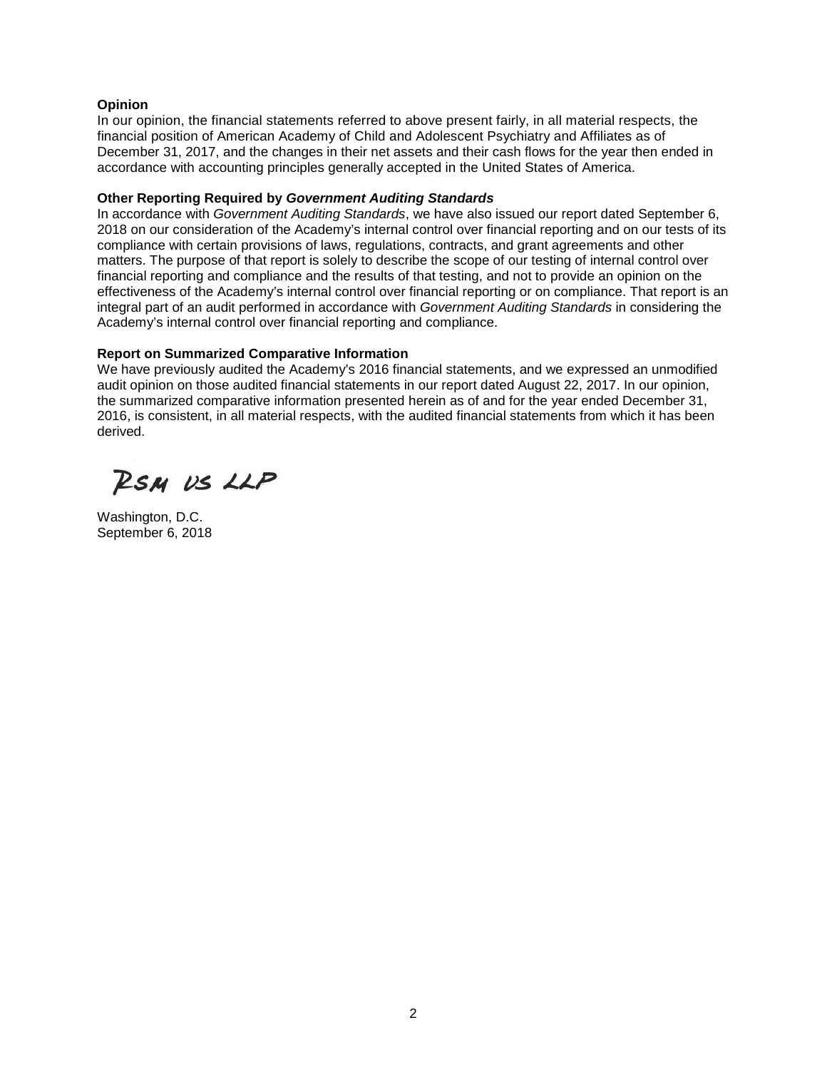**Opinion**
In our opinion, the financial statements referred to above present fairly, in all material respects, the financial position of American Academy of Child and Adolescent Psychiatry and Affiliates as of December 31, 2017, and the changes in their net assets and their cash flows for the year then ended in accordance with accounting principles generally accepted in the United States of America.

**Other Reporting Required by *Government Auditing Standards***
In accordance with *Government Auditing Standards*, we have also issued our report dated September 6, 2018 on our consideration of the Academy's internal control over financial reporting and on our tests of its compliance with certain provisions of laws, regulations, contracts, and grant agreements and other matters. The purpose of that report is solely to describe the scope of our testing of internal control over financial reporting and compliance and the results of that testing, and not to provide an opinion on the effectiveness of the Academy's internal control over financial reporting or on compliance. That report is an integral part of an audit performed in accordance with *Government Auditing Standards* in considering the Academy's internal control over financial reporting and compliance.

**Report on Summarized Comparative Information**
We have previously audited the Academy's 2016 financial statements, and we expressed an unmodified audit opinion on those audited financial statements in our report dated August 22, 2017. In our opinion, the summarized comparative information presented herein as of and for the year ended December 31, 2016, is consistent, in all material respects, with the audited financial statements from which it has been derived.

RSM US LLP

Washington, D.C.
September 6, 2018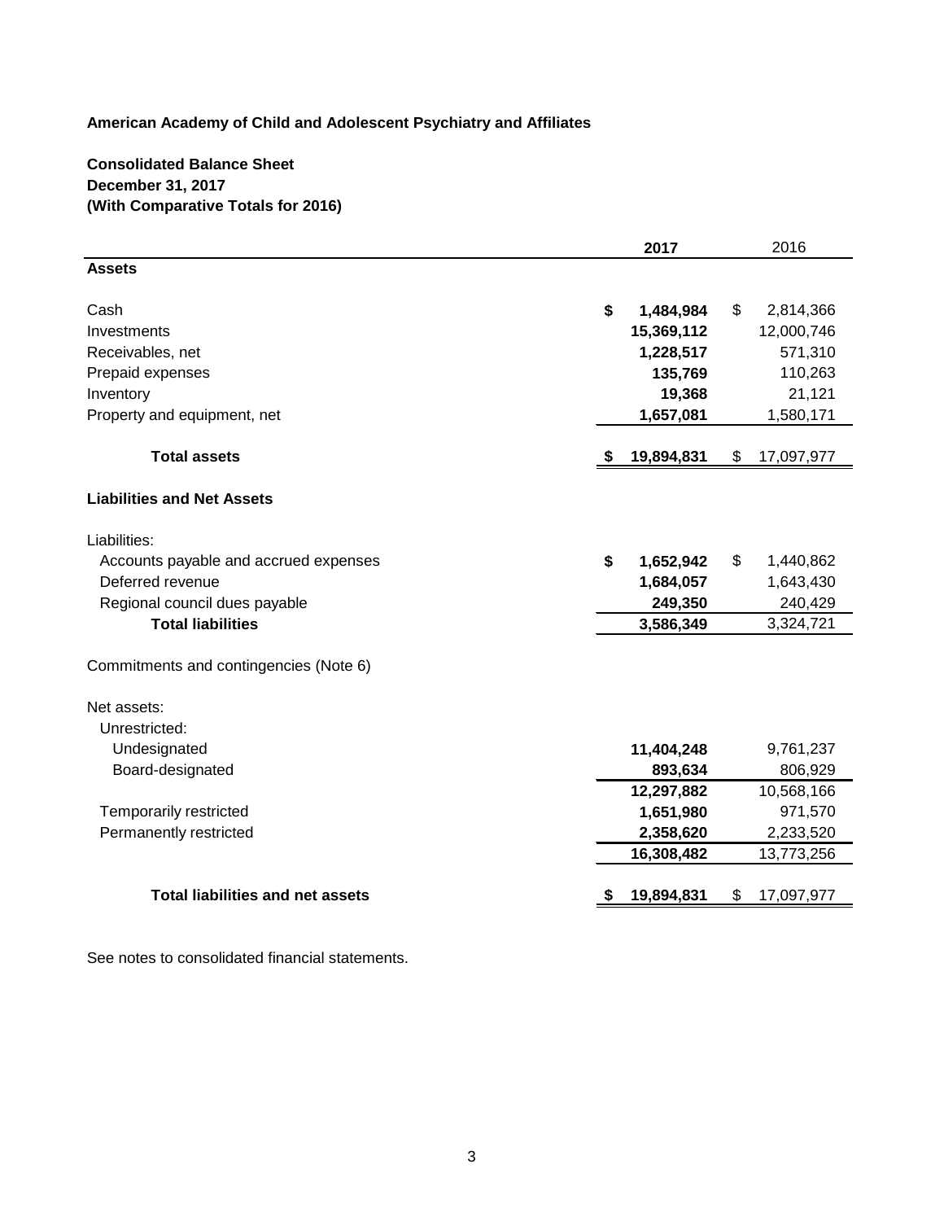**American Academy of Child and Adolescent Psychiatry and Affiliates**

**Consolidated Balance Sheet**
**December 31, 2017**
**(With Comparative Totals for 2016)**

| | **2017** | 2016 |
|---|---|---|
| **Assets** | | |
| Cash | **$ 1,484,984** | $ 2,814,366 |
| Investments | **15,369,112** | 12,000,746 |
| Receivables, net | **1,228,517** | 571,310 |
| Prepaid expenses | **135,769** | 110,263 |
| Inventory | **19,368** | 21,121 |
| Property and equipment, net | **1,657,081** | 1,580,171 |
| **Total assets** | **$ 19,894,831** | $ 17,097,977 |
| **Liabilities and Net Assets** | | |
| Liabilities: | | |
| Accounts payable and accrued expenses | **$ 1,652,942** | $ 1,440,862 |
| Deferred revenue | **1,684,057** | 1,643,430 |
| Regional council dues payable | **249,350** | 240,429 |
| **Total liabilities** | **3,586,349** | 3,324,721 |
| Commitments and contingencies (Note 6) | | |
| Net assets: | | |
| Unrestricted: | | |
| Undesignated | **11,404,248** | 9,761,237 |
| Board-designated | **893,634** | 806,929 |
| | **12,297,882** | 10,568,166 |
| Temporarily restricted | **1,651,980** | 971,570 |
| Permanently restricted | **2,358,620** | 2,233,520 |
| | **16,308,482** | 13,773,256 |
| **Total liabilities and net assets** | **$ 19,894,831** | $ 17,097,977 |

See notes to consolidated financial statements.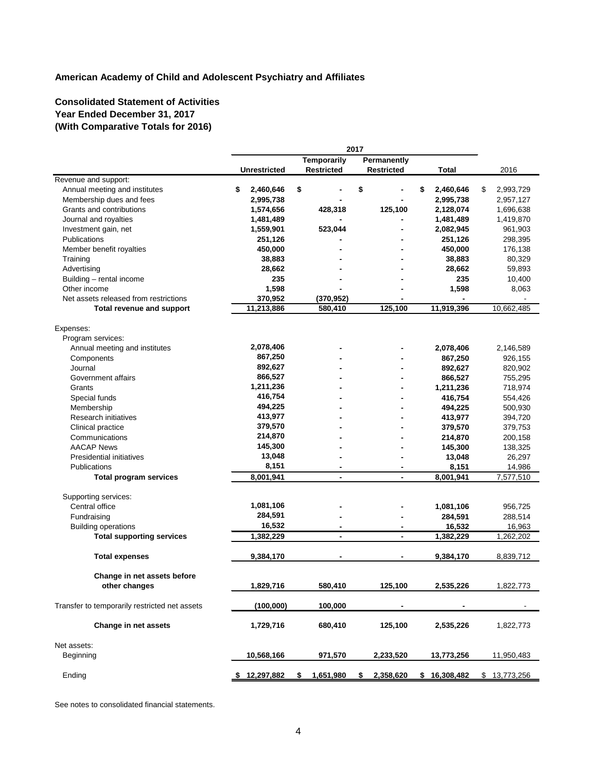# American Academy of Child and Adolescent Psychiatry and Affiliates

## Consolidated Statement of Activities
### Year Ended December 31, 2017
### (With Comparative Totals for 2016)

| | 2017 | | | | |
|---|---|---|---|---|---|
| | Unrestricted | Temporarily Restricted | Permanently Restricted | Total | 2016 |
| Revenue and support: | | | | | |
| Annual meeting and institutes | $ 2,460,646 | $ - | $ - | $ 2,460,646 | $ 2,993,729 |
| Membership dues and fees | 2,995,738 | - | - | 2,995,738 | 2,957,127 |
| Grants and contributions | 1,574,656 | 428,318 | 125,100 | 2,128,074 | 1,696,638 |
| Journal and royalties | 1,481,489 | - | - | 1,481,489 | 1,419,870 |
| Investment gain, net | 1,559,901 | 523,044 | - | 2,082,945 | 961,903 |
| Publications | 251,126 | - | - | 251,126 | 298,395 |
| Member benefit royalties | 450,000 | - | - | 450,000 | 176,138 |
| Training | 38,883 | - | - | 38,883 | 80,329 |
| Advertising | 28,662 | - | - | 28,662 | 59,893 |
| Building – rental income | 235 | - | - | 235 | 10,400 |
| Other income | 1,598 | - | - | 1,598 | 8,063 |
| Net assets released from restrictions | 370,952 | (370,952) | - | - | - |
| **Total revenue and support** | 11,213,886 | 580,410 | 125,100 | 11,919,396 | 10,662,485 |
| Expenses: | | | | | |
| Program services: | | | | | |
| Annual meeting and institutes | 2,078,406 | - | - | 2,078,406 | 2,146,589 |
| Components | 867,250 | - | - | 867,250 | 926,155 |
| Journal | 892,627 | - | - | 892,627 | 820,902 |
| Government affairs | 866,527 | - | - | 866,527 | 755,295 |
| Grants | 1,211,236 | - | - | 1,211,236 | 718,974 |
| Special funds | 416,754 | - | - | 416,754 | 554,426 |
| Membership | 494,225 | - | - | 494,225 | 500,930 |
| Research initiatives | 413,977 | - | - | 413,977 | 394,720 |
| Clinical practice | 379,570 | - | - | 379,570 | 379,753 |
| Communications | 214,870 | - | - | 214,870 | 200,158 |
| AACAP News | 145,300 | - | - | 145,300 | 138,325 |
| Presidential initiatives | 13,048 | - | - | 13,048 | 26,297 |
| Publications | 8,151 | - | - | 8,151 | 14,986 |
| **Total program services** | 8,001,941 | - | - | 8,001,941 | 7,577,510 |
| Supporting services: | | | | | |
| Central office | 1,081,106 | - | - | 1,081,106 | 956,725 |
| Fundraising | 284,591 | - | - | 284,591 | 288,514 |
| Building operations | 16,532 | - | - | 16,532 | 16,963 |
| **Total supporting services** | 1,382,229 | - | - | 1,382,229 | 1,262,202 |
| **Total expenses** | 9,384,170 | - | - | 9,384,170 | 8,839,712 |
| **Change in net assets before other changes** | 1,829,716 | 580,410 | 125,100 | 2,535,226 | 1,822,773 |
| Transfer to temporarily restricted net assets | (100,000) | 100,000 | - | - | - |
| **Change in net assets** | 1,729,716 | 680,410 | 125,100 | 2,535,226 | 1,822,773 |
| Net assets: | | | | | |
| Beginning | 10,568,166 | 971,570 | 2,233,520 | 13,773,256 | 11,950,483 |
| Ending | $ 12,297,882 | $ 1,651,980 | $ 2,358,620 | $ 16,308,482 | $ 13,773,256 |

See notes to consolidated financial statements.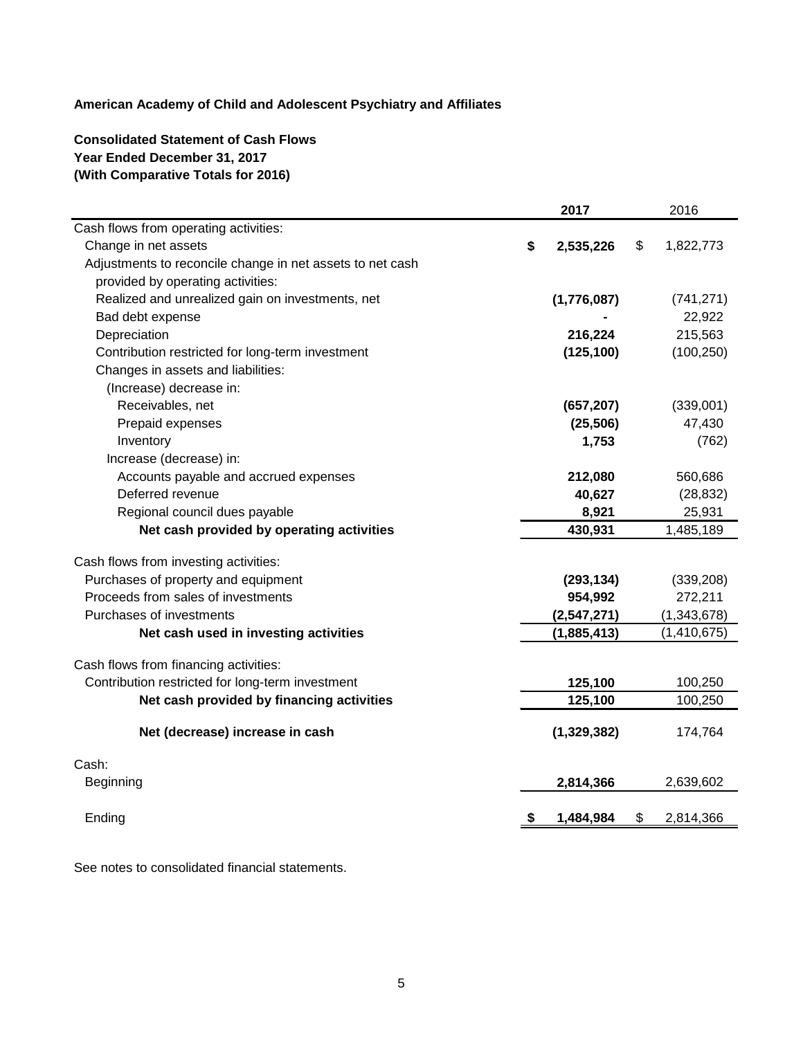**American Academy of Child and Adolescent Psychiatry and Affiliates**

**Consolidated Statement of Cash Flows**
**Year Ended December 31, 2017**
**(With Comparative Totals for 2016)**

| | **2017** | 2016 |
|---|---|---|
| Cash flows from operating activities: | | |
| Change in net assets | **$ 2,535,226** | $ 1,822,773 |
| Adjustments to reconcile change in net assets to net cash provided by operating activities: | | |
| Realized and unrealized gain on investments, net | **(1,776,087)** | (741,271) |
| Bad debt expense | **-** | 22,922 |
| Depreciation | **216,224** | 215,563 |
| Contribution restricted for long-term investment | **(125,100)** | (100,250) |
| Changes in assets and liabilities: | | |
| (Increase) decrease in: | | |
| Receivables, net | **(657,207)** | (339,001) |
| Prepaid expenses | **(25,506)** | 47,430 |
| Inventory | **1,753** | (762) |
| Increase (decrease) in: | | |
| Accounts payable and accrued expenses | **212,080** | 560,686 |
| Deferred revenue | **40,627** | (28,832) |
| Regional council dues payable | **8,921** | 25,931 |
| **Net cash provided by operating activities** | **430,931** | 1,485,189 |
| Cash flows from investing activities: | | |
| Purchases of property and equipment | **(293,134)** | (339,208) |
| Proceeds from sales of investments | **954,992** | 272,211 |
| Purchases of investments | **(2,547,271)** | (1,343,678) |
| **Net cash used in investing activities** | **(1,885,413)** | (1,410,675) |
| Cash flows from financing activities: | | |
| Contribution restricted for long-term investment | **125,100** | 100,250 |
| **Net cash provided by financing activities** | **125,100** | 100,250 |
| **Net (decrease) increase in cash** | **(1,329,382)** | 174,764 |
| Cash: | | |
| Beginning | **2,814,366** | 2,639,602 |
| Ending | **$ 1,484,984** | $ 2,814,366 |

See notes to consolidated financial statements.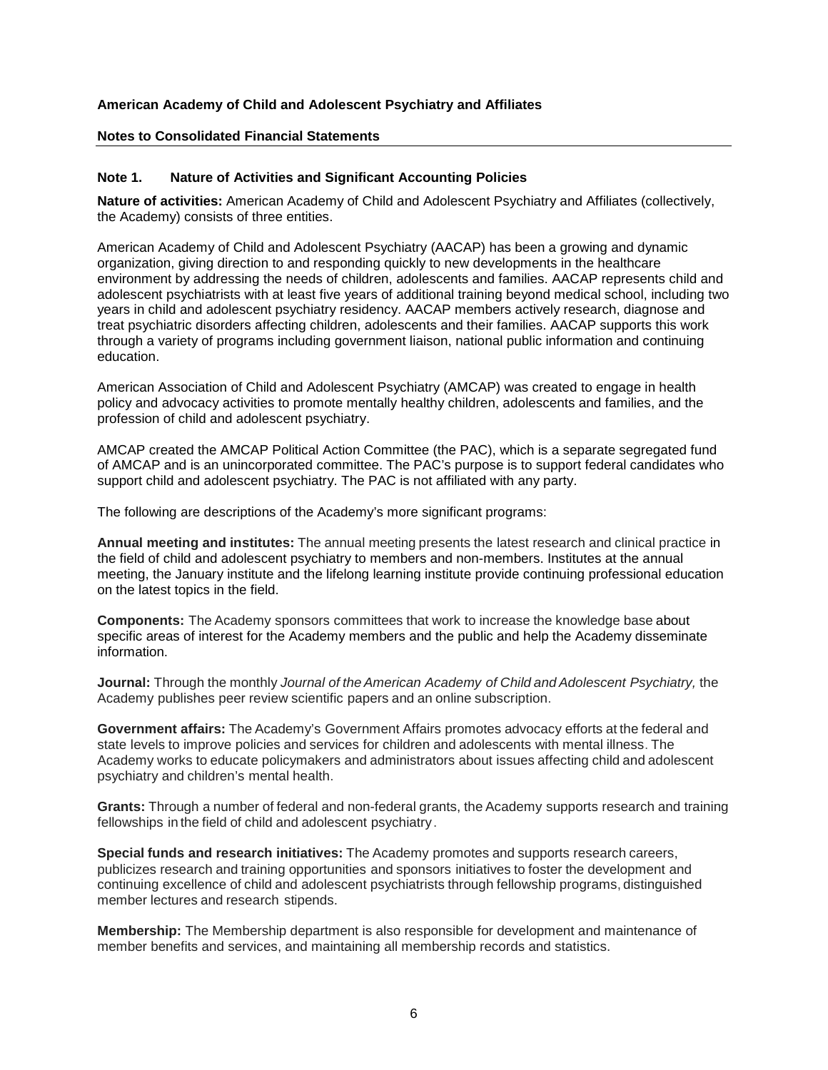**American Academy of Child and Adolescent Psychiatry and Affiliates**

**Notes to Consolidated Financial Statements**

**Note 1. Nature of Activities and Significant Accounting Policies**

**Nature of activities:** American Academy of Child and Adolescent Psychiatry and Affiliates (collectively, the Academy) consists of three entities.

American Academy of Child and Adolescent Psychiatry (AACAP) has been a growing and dynamic organization, giving direction to and responding quickly to new developments in the healthcare environment by addressing the needs of children, adolescents and families. AACAP represents child and adolescent psychiatrists with at least five years of additional training beyond medical school, including two years in child and adolescent psychiatry residency. AACAP members actively research, diagnose and treat psychiatric disorders affecting children, adolescents and their families. AACAP supports this work through a variety of programs including government liaison, national public information and continuing education.

American Association of Child and Adolescent Psychiatry (AMCAP) was created to engage in health policy and advocacy activities to promote mentally healthy children, adolescents and families, and the profession of child and adolescent psychiatry.

AMCAP created the AMCAP Political Action Committee (the PAC), which is a separate segregated fund of AMCAP and is an unincorporated committee. The PAC's purpose is to support federal candidates who support child and adolescent psychiatry. The PAC is not affiliated with any party.

The following are descriptions of the Academy's more significant programs:

**Annual meeting and institutes:** The annual meeting presents the latest research and clinical practice in the field of child and adolescent psychiatry to members and non-members. Institutes at the annual meeting, the January institute and the lifelong learning institute provide continuing professional education on the latest topics in the field.

**Components:** The Academy sponsors committees that work to increase the knowledge base about specific areas of interest for the Academy members and the public and help the Academy disseminate information.

**Journal:** Through the monthly *Journal of the American Academy of Child and Adolescent Psychiatry,* the Academy publishes peer review scientific papers and an online subscription.

**Government affairs:** The Academy's Government Affairs promotes advocacy efforts at the federal and state levels to improve policies and services for children and adolescents with mental illness. The Academy works to educate policymakers and administrators about issues affecting child and adolescent psychiatry and children's mental health.

**Grants:** Through a number of federal and non-federal grants, the Academy supports research and training fellowships in the field of child and adolescent psychiatry.

**Special funds and research initiatives:** The Academy promotes and supports research careers, publicizes research and training opportunities and sponsors initiatives to foster the development and continuing excellence of child and adolescent psychiatrists through fellowship programs, distinguished member lectures and research stipends.

**Membership:** The Membership department is also responsible for development and maintenance of member benefits and services, and maintaining all membership records and statistics.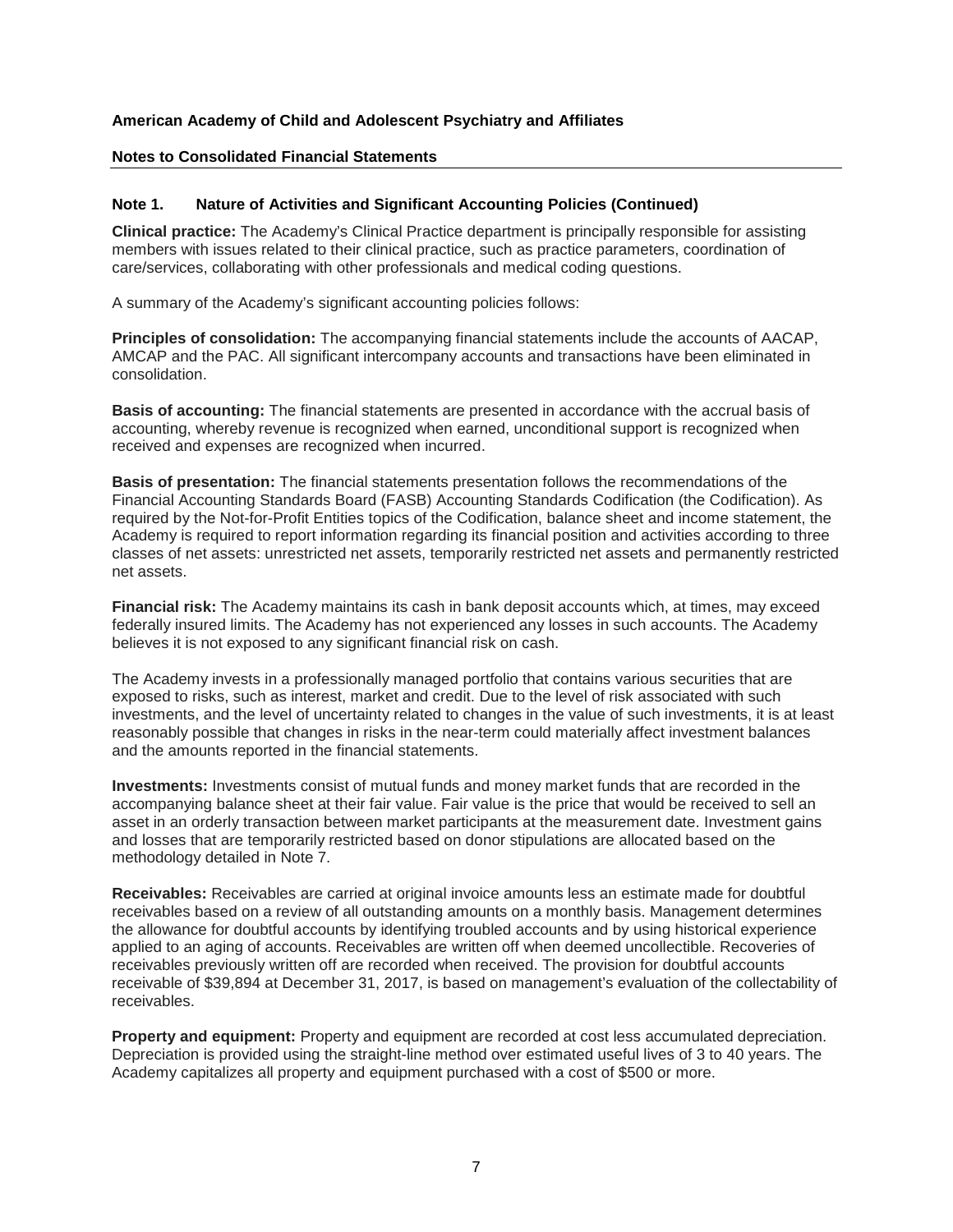**American Academy of Child and Adolescent Psychiatry and Affiliates**

**Notes to Consolidated Financial Statements**

**Note 1. Nature of Activities and Significant Accounting Policies (Continued)**

**Clinical practice:** The Academy's Clinical Practice department is principally responsible for assisting members with issues related to their clinical practice, such as practice parameters, coordination of care/services, collaborating with other professionals and medical coding questions.

A summary of the Academy's significant accounting policies follows:

**Principles of consolidation:** The accompanying financial statements include the accounts of AACAP, AMCAP and the PAC. All significant intercompany accounts and transactions have been eliminated in consolidation.

**Basis of accounting:** The financial statements are presented in accordance with the accrual basis of accounting, whereby revenue is recognized when earned, unconditional support is recognized when received and expenses are recognized when incurred.

**Basis of presentation:** The financial statements presentation follows the recommendations of the Financial Accounting Standards Board (FASB) Accounting Standards Codification (the Codification). As required by the Not-for-Profit Entities topics of the Codification, balance sheet and income statement, the Academy is required to report information regarding its financial position and activities according to three classes of net assets: unrestricted net assets, temporarily restricted net assets and permanently restricted net assets.

**Financial risk:** The Academy maintains its cash in bank deposit accounts which, at times, may exceed federally insured limits. The Academy has not experienced any losses in such accounts. The Academy believes it is not exposed to any significant financial risk on cash.

The Academy invests in a professionally managed portfolio that contains various securities that are exposed to risks, such as interest, market and credit. Due to the level of risk associated with such investments, and the level of uncertainty related to changes in the value of such investments, it is at least reasonably possible that changes in risks in the near-term could materially affect investment balances and the amounts reported in the financial statements.

**Investments:** Investments consist of mutual funds and money market funds that are recorded in the accompanying balance sheet at their fair value. Fair value is the price that would be received to sell an asset in an orderly transaction between market participants at the measurement date. Investment gains and losses that are temporarily restricted based on donor stipulations are allocated based on the methodology detailed in Note 7.

**Receivables:** Receivables are carried at original invoice amounts less an estimate made for doubtful receivables based on a review of all outstanding amounts on a monthly basis. Management determines the allowance for doubtful accounts by identifying troubled accounts and by using historical experience applied to an aging of accounts. Receivables are written off when deemed uncollectible. Recoveries of receivables previously written off are recorded when received. The provision for doubtful accounts receivable of $39,894 at December 31, 2017, is based on management's evaluation of the collectability of receivables.

**Property and equipment:** Property and equipment are recorded at cost less accumulated depreciation. Depreciation is provided using the straight-line method over estimated useful lives of 3 to 40 years. The Academy capitalizes all property and equipment purchased with a cost of $500 or more.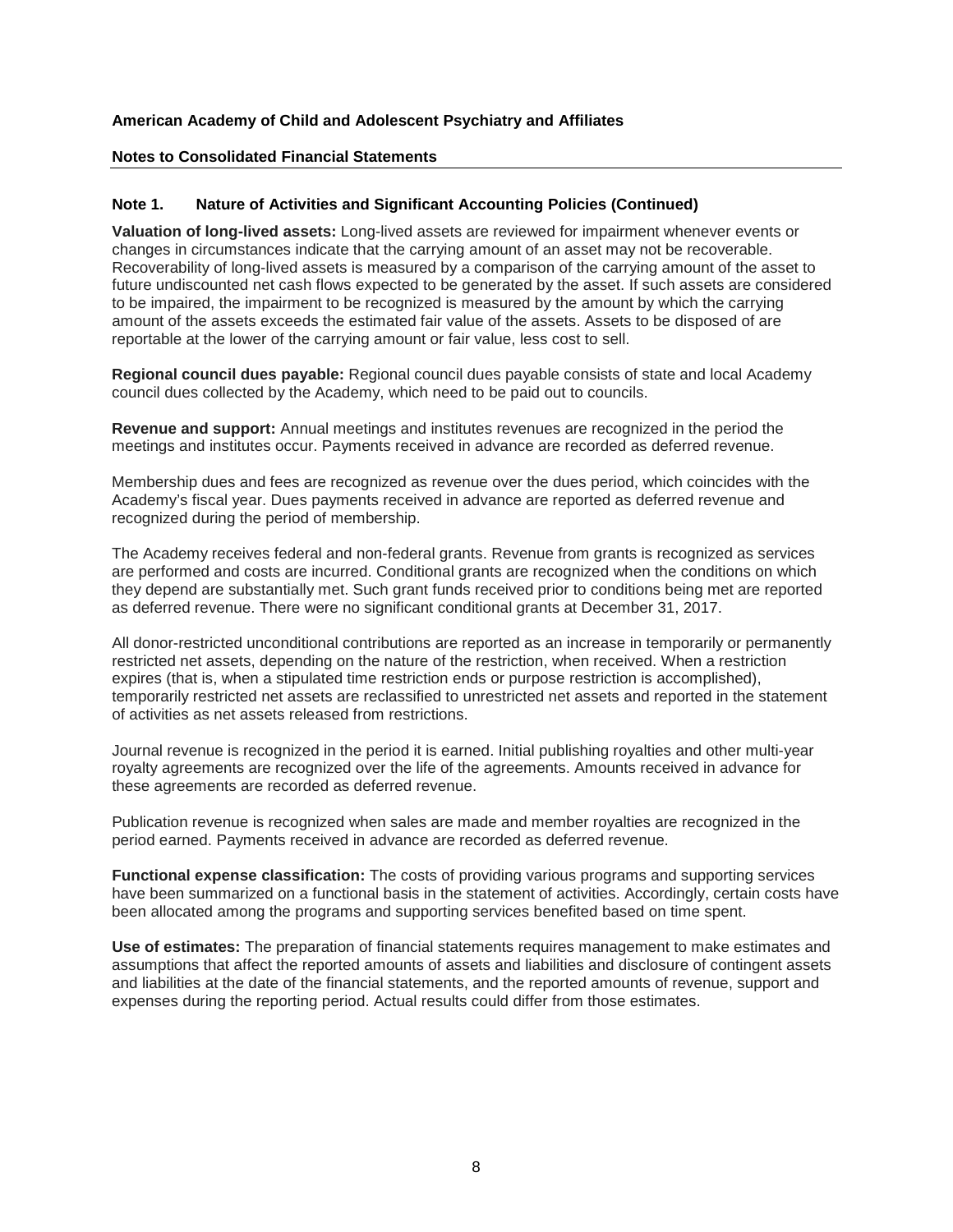**American Academy of Child and Adolescent Psychiatry and Affiliates**

**Notes to Consolidated Financial Statements**

## Note 1. Nature of Activities and Significant Accounting Policies (Continued)

**Valuation of long-lived assets:** Long-lived assets are reviewed for impairment whenever events or changes in circumstances indicate that the carrying amount of an asset may not be recoverable. Recoverability of long-lived assets is measured by a comparison of the carrying amount of the asset to future undiscounted net cash flows expected to be generated by the asset. If such assets are considered to be impaired, the impairment to be recognized is measured by the amount by which the carrying amount of the assets exceeds the estimated fair value of the assets. Assets to be disposed of are reportable at the lower of the carrying amount or fair value, less cost to sell.

**Regional council dues payable:** Regional council dues payable consists of state and local Academy council dues collected by the Academy, which need to be paid out to councils.

**Revenue and support:** Annual meetings and institutes revenues are recognized in the period the meetings and institutes occur. Payments received in advance are recorded as deferred revenue.

Membership dues and fees are recognized as revenue over the dues period, which coincides with the Academy's fiscal year. Dues payments received in advance are reported as deferred revenue and recognized during the period of membership.

The Academy receives federal and non-federal grants. Revenue from grants is recognized as services are performed and costs are incurred. Conditional grants are recognized when the conditions on which they depend are substantially met. Such grant funds received prior to conditions being met are reported as deferred revenue. There were no significant conditional grants at December 31, 2017.

All donor-restricted unconditional contributions are reported as an increase in temporarily or permanently restricted net assets, depending on the nature of the restriction, when received. When a restriction expires (that is, when a stipulated time restriction ends or purpose restriction is accomplished), temporarily restricted net assets are reclassified to unrestricted net assets and reported in the statement of activities as net assets released from restrictions.

Journal revenue is recognized in the period it is earned. Initial publishing royalties and other multi-year royalty agreements are recognized over the life of the agreements. Amounts received in advance for these agreements are recorded as deferred revenue.

Publication revenue is recognized when sales are made and member royalties are recognized in the period earned. Payments received in advance are recorded as deferred revenue.

**Functional expense classification:** The costs of providing various programs and supporting services have been summarized on a functional basis in the statement of activities. Accordingly, certain costs have been allocated among the programs and supporting services benefited based on time spent.

**Use of estimates:** The preparation of financial statements requires management to make estimates and assumptions that affect the reported amounts of assets and liabilities and disclosure of contingent assets and liabilities at the date of the financial statements, and the reported amounts of revenue, support and expenses during the reporting period. Actual results could differ from those estimates.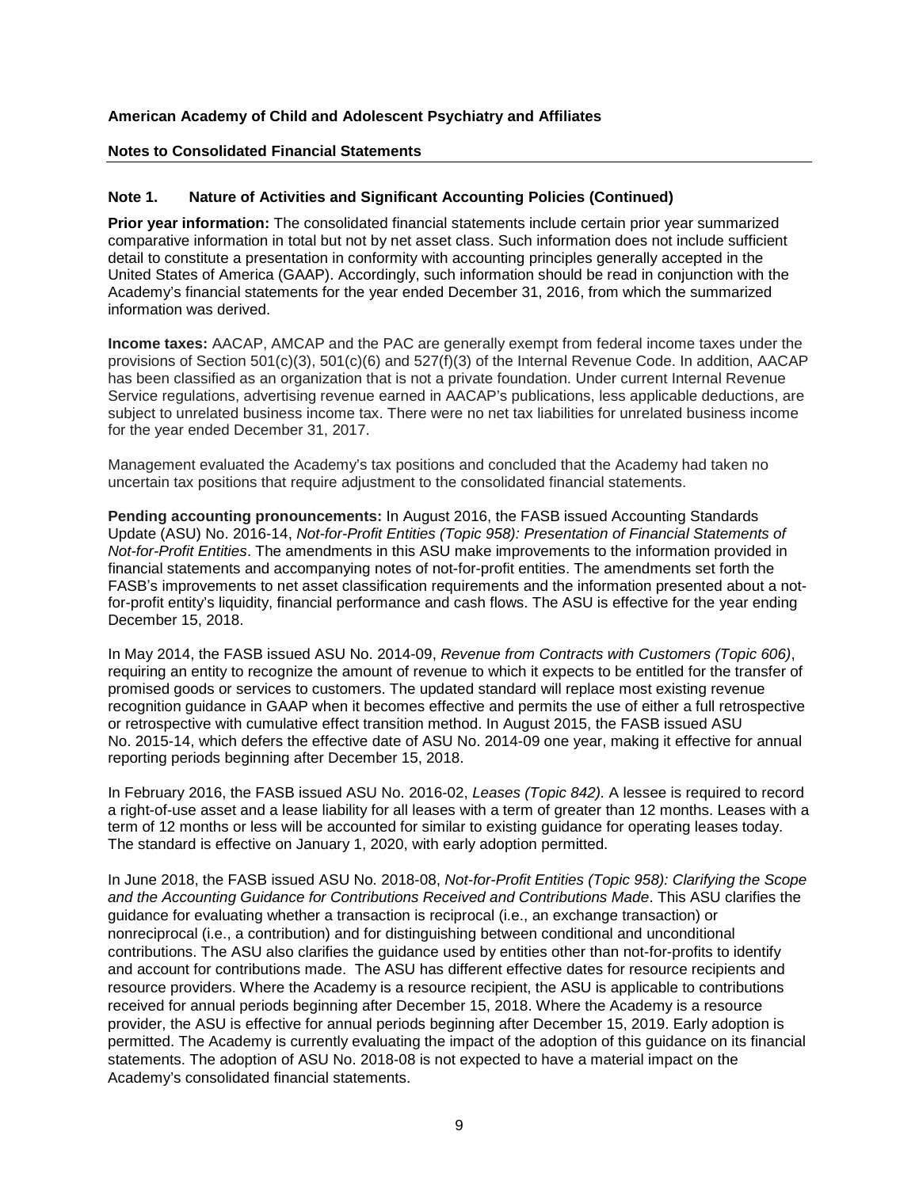**American Academy of Child and Adolescent Psychiatry and Affiliates**

**Notes to Consolidated Financial Statements**

## Note 1. Nature of Activities and Significant Accounting Policies (Continued)

**Prior year information:** The consolidated financial statements include certain prior year summarized comparative information in total but not by net asset class. Such information does not include sufficient detail to constitute a presentation in conformity with accounting principles generally accepted in the United States of America (GAAP). Accordingly, such information should be read in conjunction with the Academy's financial statements for the year ended December 31, 2016, from which the summarized information was derived.

**Income taxes:** AACAP, AMCAP and the PAC are generally exempt from federal income taxes under the provisions of Section 501(c)(3), 501(c)(6) and 527(f)(3) of the Internal Revenue Code. In addition, AACAP has been classified as an organization that is not a private foundation. Under current Internal Revenue Service regulations, advertising revenue earned in AACAP's publications, less applicable deductions, are subject to unrelated business income tax. There were no net tax liabilities for unrelated business income for the year ended December 31, 2017.

Management evaluated the Academy's tax positions and concluded that the Academy had taken no uncertain tax positions that require adjustment to the consolidated financial statements.

**Pending accounting pronouncements:** In August 2016, the FASB issued Accounting Standards Update (ASU) No. 2016-14, *Not-for-Profit Entities (Topic 958): Presentation of Financial Statements of Not-for-Profit Entities*. The amendments in this ASU make improvements to the information provided in financial statements and accompanying notes of not-for-profit entities. The amendments set forth the FASB's improvements to net asset classification requirements and the information presented about a not-for-profit entity's liquidity, financial performance and cash flows. The ASU is effective for the year ending December 15, 2018.

In May 2014, the FASB issued ASU No. 2014-09, *Revenue from Contracts with Customers (Topic 606)*, requiring an entity to recognize the amount of revenue to which it expects to be entitled for the transfer of promised goods or services to customers. The updated standard will replace most existing revenue recognition guidance in GAAP when it becomes effective and permits the use of either a full retrospective or retrospective with cumulative effect transition method. In August 2015, the FASB issued ASU No. 2015-14, which defers the effective date of ASU No. 2014-09 one year, making it effective for annual reporting periods beginning after December 15, 2018.

In February 2016, the FASB issued ASU No. 2016-02, *Leases (Topic 842).* A lessee is required to record a right-of-use asset and a lease liability for all leases with a term of greater than 12 months. Leases with a term of 12 months or less will be accounted for similar to existing guidance for operating leases today. The standard is effective on January 1, 2020, with early adoption permitted.

In June 2018, the FASB issued ASU No. 2018-08, *Not-for-Profit Entities (Topic 958): Clarifying the Scope and the Accounting Guidance for Contributions Received and Contributions Made*. This ASU clarifies the guidance for evaluating whether a transaction is reciprocal (i.e., an exchange transaction) or nonreciprocal (i.e., a contribution) and for distinguishing between conditional and unconditional contributions. The ASU also clarifies the guidance used by entities other than not-for-profits to identify and account for contributions made. The ASU has different effective dates for resource recipients and resource providers. Where the Academy is a resource recipient, the ASU is applicable to contributions received for annual periods beginning after December 15, 2018. Where the Academy is a resource provider, the ASU is effective for annual periods beginning after December 15, 2019. Early adoption is permitted. The Academy is currently evaluating the impact of the adoption of this guidance on its financial statements. The adoption of ASU No. 2018-08 is not expected to have a material impact on the Academy's consolidated financial statements.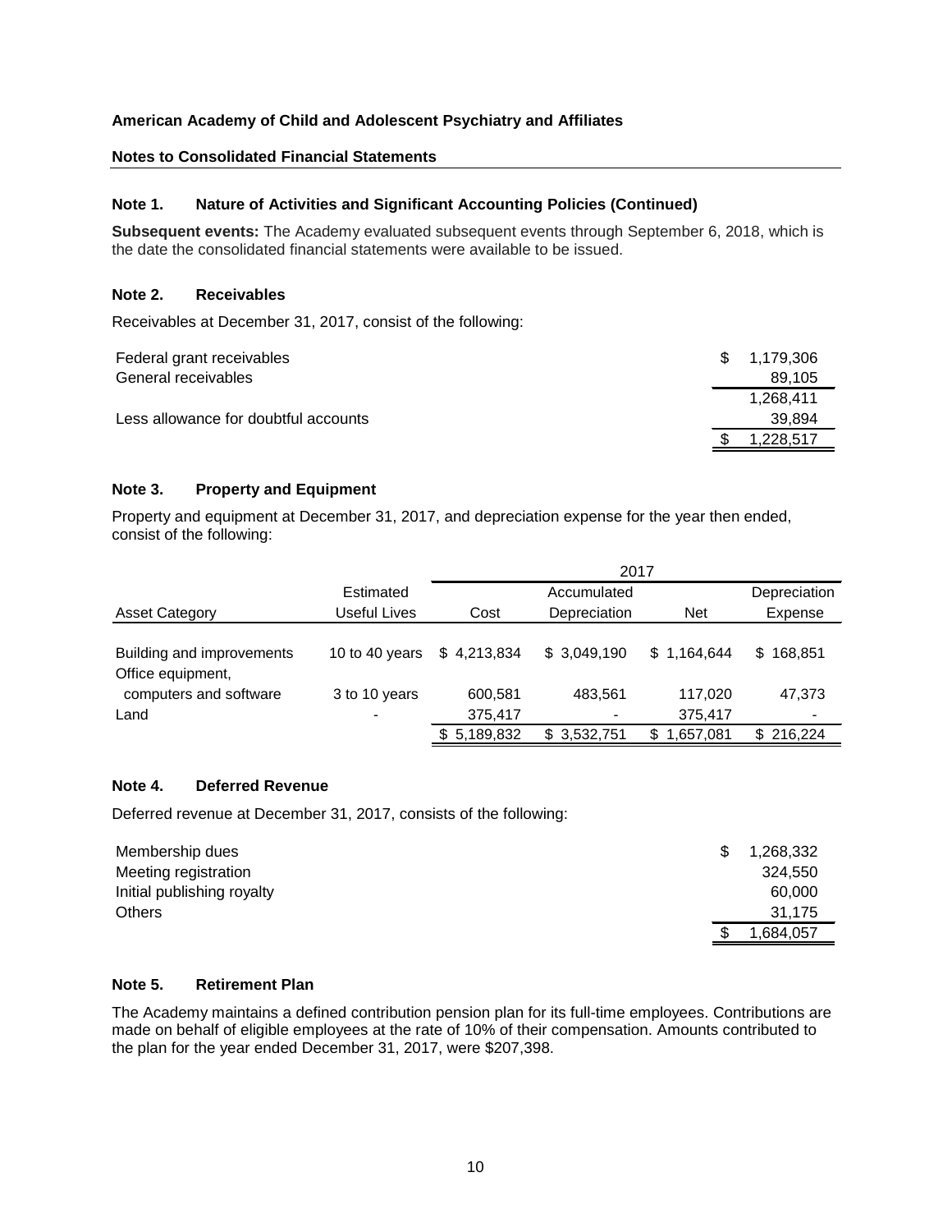**American Academy of Child and Adolescent Psychiatry and Affiliates**

**Notes to Consolidated Financial Statements**

## Note 1. Nature of Activities and Significant Accounting Policies (Continued)

**Subsequent events:** The Academy evaluated subsequent events through September 6, 2018, which is the date the consolidated financial statements were available to be issued.

## Note 2. Receivables

Receivables at December 31, 2017, consist of the following:

| | |
|---|---|
| Federal grant receivables | $ 1,179,306 |
| General receivables | 89,105 |
| | 1,268,411 |
| Less allowance for doubtful accounts | 39,894 |
| | $ 1,228,517 |

## Note 3. Property and Equipment

Property and equipment at December 31, 2017, and depreciation expense for the year then ended, consist of the following:

| | | 2017 | | | |
|---|---|---|---|---|---|
| Asset Category | Estimated Useful Lives | Cost | Accumulated Depreciation | Net | Depreciation Expense |
| Building and improvements | 10 to 40 years | $ 4,213,834 | $ 3,049,190 | $ 1,164,644 | $ 168,851 |
| Office equipment, computers and software | 3 to 10 years | 600,581 | 483,561 | 117,020 | 47,373 |
| Land | - | 375,417 | - | 375,417 | - |
| | | $ 5,189,832 | $ 3,532,751 | $ 1,657,081 | $ 216,224 |

## Note 4. Deferred Revenue

Deferred revenue at December 31, 2017, consists of the following:

| | |
|---|---|
| Membership dues | $ 1,268,332 |
| Meeting registration | 324,550 |
| Initial publishing royalty | 60,000 |
| Others | 31,175 |
| | $ 1,684,057 |

## Note 5. Retirement Plan

The Academy maintains a defined contribution pension plan for its full-time employees. Contributions are made on behalf of eligible employees at the rate of 10% of their compensation. Amounts contributed to the plan for the year ended December 31, 2017, were $207,398.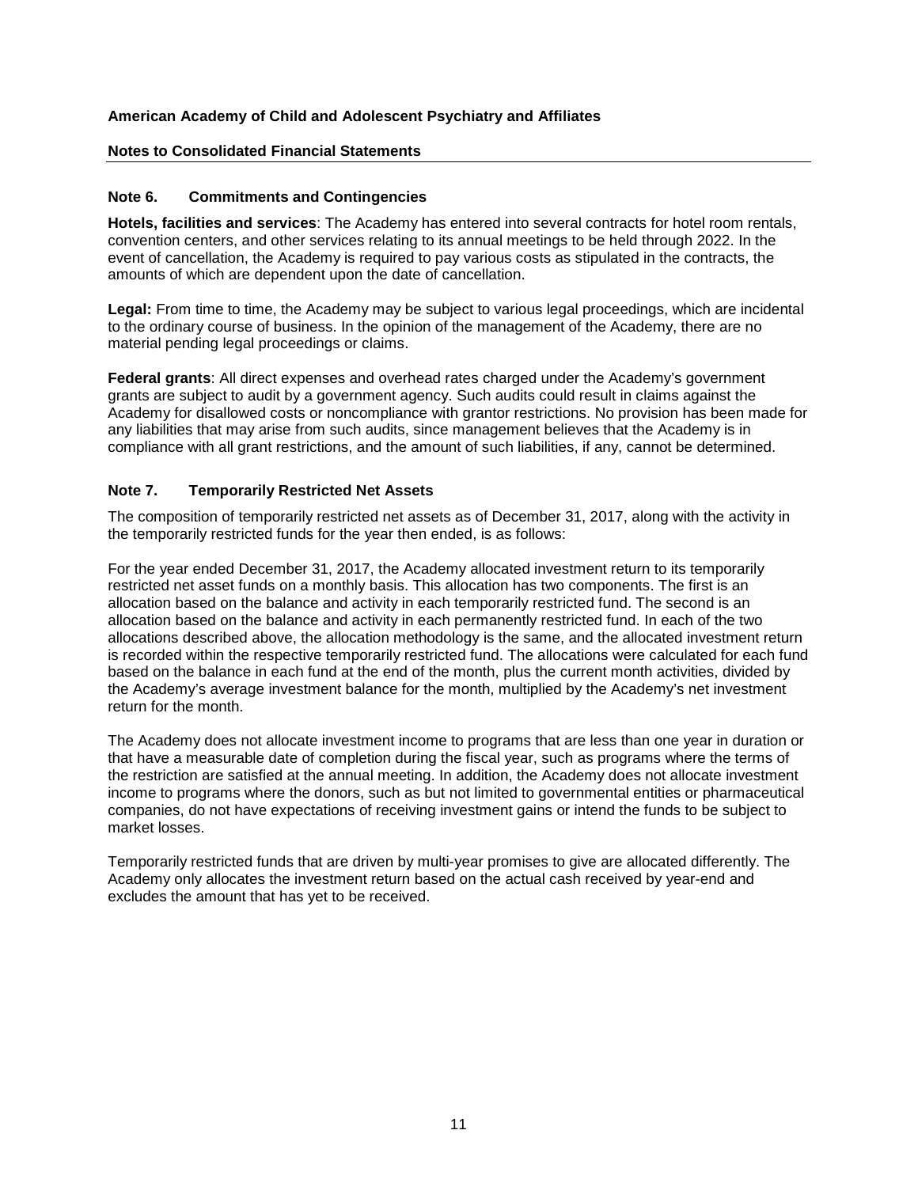**American Academy of Child and Adolescent Psychiatry and Affiliates**

**Notes to Consolidated Financial Statements**

## Note 6. Commitments and Contingencies

**Hotels, facilities and services**: The Academy has entered into several contracts for hotel room rentals, convention centers, and other services relating to its annual meetings to be held through 2022. In the event of cancellation, the Academy is required to pay various costs as stipulated in the contracts, the amounts of which are dependent upon the date of cancellation.

**Legal:** From time to time, the Academy may be subject to various legal proceedings, which are incidental to the ordinary course of business. In the opinion of the management of the Academy, there are no material pending legal proceedings or claims.

**Federal grants**: All direct expenses and overhead rates charged under the Academy's government grants are subject to audit by a government agency. Such audits could result in claims against the Academy for disallowed costs or noncompliance with grantor restrictions. No provision has been made for any liabilities that may arise from such audits, since management believes that the Academy is in compliance with all grant restrictions, and the amount of such liabilities, if any, cannot be determined.

## Note 7. Temporarily Restricted Net Assets

The composition of temporarily restricted net assets as of December 31, 2017, along with the activity in the temporarily restricted funds for the year then ended, is as follows:

For the year ended December 31, 2017, the Academy allocated investment return to its temporarily restricted net asset funds on a monthly basis. This allocation has two components. The first is an allocation based on the balance and activity in each temporarily restricted fund. The second is an allocation based on the balance and activity in each permanently restricted fund. In each of the two allocations described above, the allocation methodology is the same, and the allocated investment return is recorded within the respective temporarily restricted fund. The allocations were calculated for each fund based on the balance in each fund at the end of the month, plus the current month activities, divided by the Academy's average investment balance for the month, multiplied by the Academy's net investment return for the month.

The Academy does not allocate investment income to programs that are less than one year in duration or that have a measurable date of completion during the fiscal year, such as programs where the terms of the restriction are satisfied at the annual meeting. In addition, the Academy does not allocate investment income to programs where the donors, such as but not limited to governmental entities or pharmaceutical companies, do not have expectations of receiving investment gains or intend the funds to be subject to market losses.

Temporarily restricted funds that are driven by multi-year promises to give are allocated differently. The Academy only allocates the investment return based on the actual cash received by year-end and excludes the amount that has yet to be received.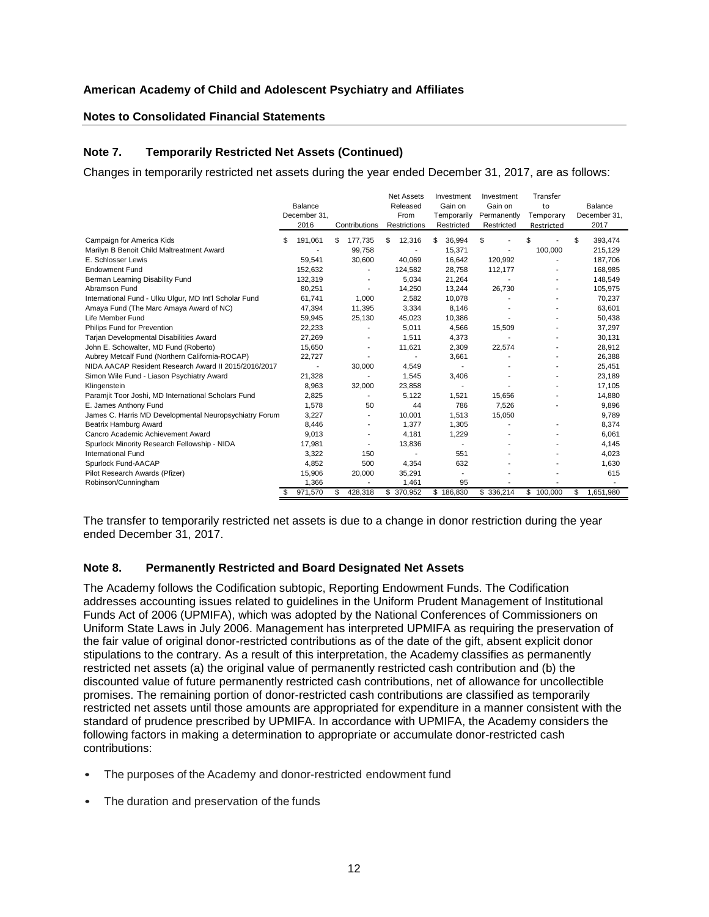**American Academy of Child and Adolescent Psychiatry and Affiliates**

**Notes to Consolidated Financial Statements**

## Note 7. Temporarily Restricted Net Assets (Continued)

Changes in temporarily restricted net assets during the year ended December 31, 2017, are as follows:

| | Balance December 31, 2016 | Contributions | Net Assets Released From Restrictions | Investment Gain on Temporarily Restricted | Investment Gain on Permanently Restricted | Transfer to Temporary Restricted | Balance December 31, 2017 |
|---|---|---|---|---|---|---|---|
| Campaign for America Kids | $ 191,061 | $ 177,735 | $ 12,316 | $ 36,994 | $ - | $ - | $ 393,474 |
| Marilyn B Benoit Child Maltreatment Award | - | 99,758 | - | 15,371 | - | 100,000 | 215,129 |
| E. Schlosser Lewis | 59,541 | 30,600 | 40,069 | 16,642 | 120,992 | - | 187,706 |
| Endowment Fund | 152,632 | - | 124,582 | 28,758 | 112,177 | - | 168,985 |
| Berman Learning Disability Fund | 132,319 | - | 5,034 | 21,264 | - | - | 148,549 |
| Abramson Fund | 80,251 | - | 14,250 | 13,244 | 26,730 | - | 105,975 |
| International Fund - Ulku Ulgur, MD Int'l Scholar Fund | 61,741 | 1,000 | 2,582 | 10,078 | - | - | 70,237 |
| Amaya Fund (The Marc Amaya Award of NC) | 47,394 | 11,395 | 3,334 | 8,146 | - | - | 63,601 |
| Life Member Fund | 59,945 | 25,130 | 45,023 | 10,386 | - | - | 50,438 |
| Philips Fund for Prevention | 22,233 | - | 5,011 | 4,566 | 15,509 | - | 37,297 |
| Tarjan Developmental Disabilities Award | 27,269 | - | 1,511 | 4,373 | - | - | 30,131 |
| John E. Schowalter, MD Fund (Roberto) | 15,650 | - | 11,621 | 2,309 | 22,574 | - | 28,912 |
| Aubrey Metcalf Fund (Northern California-ROCAP) | 22,727 | - | - | 3,661 | - | - | 26,388 |
| NIDA AACAP Resident Research Award II 2015/2016/2017 | - | 30,000 | 4,549 | - | - | - | 25,451 |
| Simon Wile Fund - Liason Psychiatry Award | 21,328 | - | 1,545 | 3,406 | - | - | 23,189 |
| Klingenstein | 8,963 | 32,000 | 23,858 | - | - | - | 17,105 |
| Paramjit Toor Joshi, MD International Scholars Fund | 2,825 | - | 5,122 | 1,521 | 15,656 | - | 14,880 |
| E. James Anthony Fund | 1,578 | 50 | 44 | 786 | 7,526 | - | 9,896 |
| James C. Harris MD Developmental Neuropsychiatry Forum | 3,227 | - | 10,001 | 1,513 | 15,050 | | 9,789 |
| Beatrix Hamburg Award | 8,446 | - | 1,377 | 1,305 | - | - | 8,374 |
| Cancro Academic Achievement Award | 9,013 | - | 4,181 | 1,229 | - | - | 6,061 |
| Spurlock Minority Research Fellowship - NIDA | 17,981 | - | 13,836 | - | - | - | 4,145 |
| International Fund | 3,322 | 150 | - | 551 | - | - | 4,023 |
| Spurlock Fund-AACAP | 4,852 | 500 | 4,354 | 632 | - | - | 1,630 |
| Pilot Research Awards (Pfizer) | 15,906 | 20,000 | 35,291 | - | - | - | 615 |
| Robinson/Cunningham | 1,366 | - | 1,461 | 95 | - | - | - |
| | $ 971,570 | $ 428,318 | $ 370,952 | $ 186,830 | $ 336,214 | $ 100,000 | $ 1,651,980 |

The transfer to temporarily restricted net assets is due to a change in donor restriction during the year ended December 31, 2017.

## Note 8. Permanently Restricted and Board Designated Net Assets

The Academy follows the Codification subtopic, Reporting Endowment Funds. The Codification addresses accounting issues related to guidelines in the Uniform Prudent Management of Institutional Funds Act of 2006 (UPMIFA), which was adopted by the National Conferences of Commissioners on Uniform State Laws in July 2006. Management has interpreted UPMIFA as requiring the preservation of the fair value of original donor-restricted contributions as of the date of the gift, absent explicit donor stipulations to the contrary. As a result of this interpretation, the Academy classifies as permanently restricted net assets (a) the original value of permanently restricted cash contribution and (b) the discounted value of future permanently restricted cash contributions, net of allowance for uncollectible promises. The remaining portion of donor-restricted cash contributions are classified as temporarily restricted net assets until those amounts are appropriated for expenditure in a manner consistent with the standard of prudence prescribed by UPMIFA. In accordance with UPMIFA, the Academy considers the following factors in making a determination to appropriate or accumulate donor-restricted cash contributions:

- The purposes of the Academy and donor-restricted endowment fund
- The duration and preservation of the funds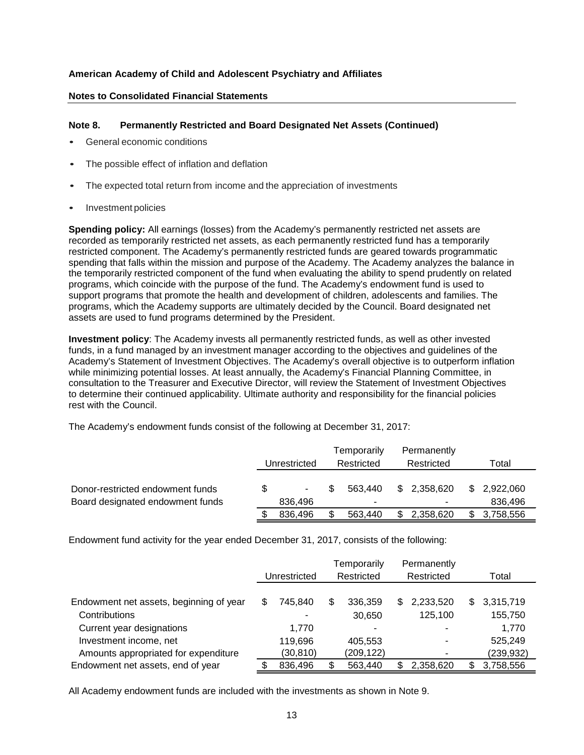**American Academy of Child and Adolescent Psychiatry and Affiliates**

**Notes to Consolidated Financial Statements**

### Note 8. Permanently Restricted and Board Designated Net Assets (Continued)

- General economic conditions
- The possible effect of inflation and deflation
- The expected total return from income and the appreciation of investments
- Investment policies

**Spending policy:** All earnings (losses) from the Academy's permanently restricted net assets are recorded as temporarily restricted net assets, as each permanently restricted fund has a temporarily restricted component. The Academy's permanently restricted funds are geared towards programmatic spending that falls within the mission and purpose of the Academy. The Academy analyzes the balance in the temporarily restricted component of the fund when evaluating the ability to spend prudently on related programs, which coincide with the purpose of the fund. The Academy's endowment fund is used to support programs that promote the health and development of children, adolescents and families. The programs, which the Academy supports are ultimately decided by the Council. Board designated net assets are used to fund programs determined by the President.

**Investment policy**: The Academy invests all permanently restricted funds, as well as other invested funds, in a fund managed by an investment manager according to the objectives and guidelines of the Academy's Statement of Investment Objectives. The Academy's overall objective is to outperform inflation while minimizing potential losses. At least annually, the Academy's Financial Planning Committee, in consultation to the Treasurer and Executive Director, will review the Statement of Investment Objectives to determine their continued applicability. Ultimate authority and responsibility for the financial policies rest with the Council.

The Academy's endowment funds consist of the following at December 31, 2017:

| | Unrestricted | Temporarily Restricted | Permanently Restricted | Total |
|---|---|---|---|---|
| Donor-restricted endowment funds | $ - | $ 563,440 | $ 2,358,620 | $ 2,922,060 |
| Board designated endowment funds | 836,496 | - | - | 836,496 |
| | $ 836,496 | $ 563,440 | $ 2,358,620 | $ 3,758,556 |

Endowment fund activity for the year ended December 31, 2017, consists of the following:

| | Unrestricted | Temporarily Restricted | Permanently Restricted | Total |
|---|---|---|---|---|
| Endowment net assets, beginning of year | $ 745,840 | $ 336,359 | $ 2,233,520 | $ 3,315,719 |
| Contributions | - | 30,650 | 125,100 | 155,750 |
| Current year designations | 1,770 | - | - | 1,770 |
| Investment income, net | 119,696 | 405,553 | - | 525,249 |
| Amounts appropriated for expenditure | (30,810) | (209,122) | - | (239,932) |
| Endowment net assets, end of year | $ 836,496 | $ 563,440 | $ 2,358,620 | $ 3,758,556 |

All Academy endowment funds are included with the investments as shown in Note 9.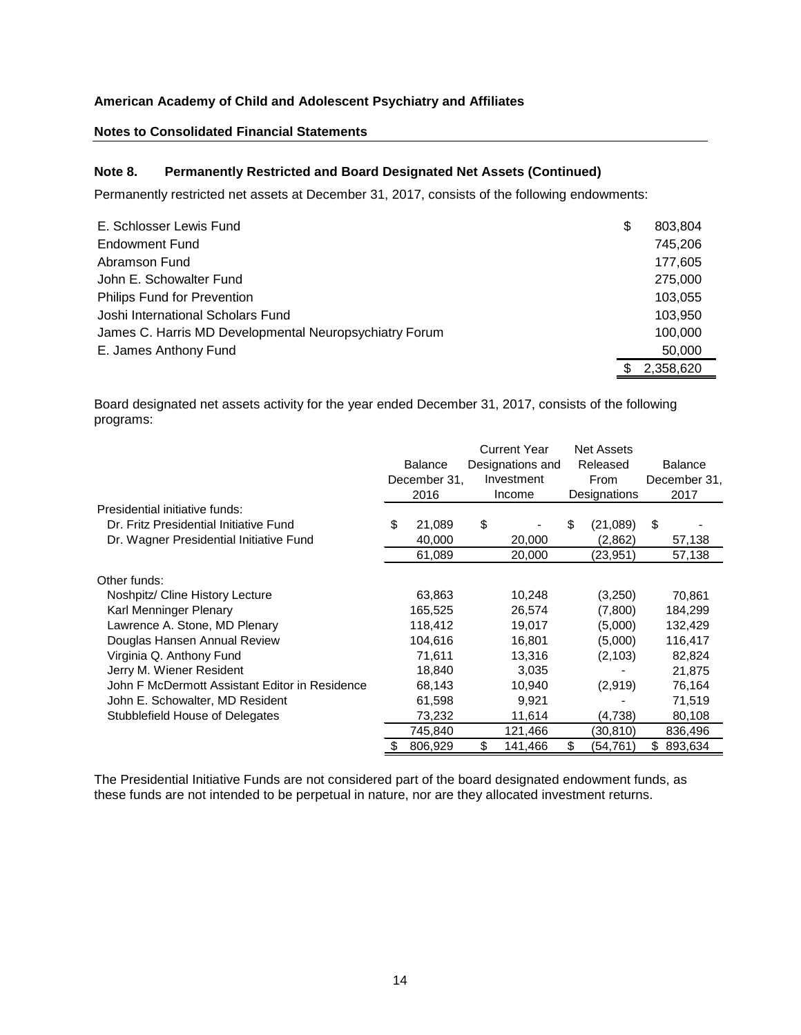**American Academy of Child and Adolescent Psychiatry and Affiliates**

**Notes to Consolidated Financial Statements**

### Note 8. Permanently Restricted and Board Designated Net Assets (Continued)

Permanently restricted net assets at December 31, 2017, consists of the following endowments:

| | |
|---|---|
| E. Schlosser Lewis Fund | $ 803,804 |
| Endowment Fund | 745,206 |
| Abramson Fund | 177,605 |
| John E. Schowalter Fund | 275,000 |
| Philips Fund for Prevention | 103,055 |
| Joshi International Scholars Fund | 103,950 |
| James C. Harris MD Developmental Neuropsychiatry Forum | 100,000 |
| E. James Anthony Fund | 50,000 |
| | $ 2,358,620 |

Board designated net assets activity for the year ended December 31, 2017, consists of the following programs:

| | Balance December 31, 2016 | Current Year Designations and Investment Income | Net Assets Released From Designations | Balance December 31, 2017 |
|---|---|---|---|---|
| Presidential initiative funds: | | | | |
| Dr. Fritz Presidential Initiative Fund | $ 21,089 | $ - | $ (21,089) | $ - |
| Dr. Wagner Presidential Initiative Fund | 40,000 | 20,000 | (2,862) | 57,138 |
| | 61,089 | 20,000 | (23,951) | 57,138 |
| Other funds: | | | | |
| Noshpitz/ Cline History Lecture | 63,863 | 10,248 | (3,250) | 70,861 |
| Karl Menninger Plenary | 165,525 | 26,574 | (7,800) | 184,299 |
| Lawrence A. Stone, MD Plenary | 118,412 | 19,017 | (5,000) | 132,429 |
| Douglas Hansen Annual Review | 104,616 | 16,801 | (5,000) | 116,417 |
| Virginia Q. Anthony Fund | 71,611 | 13,316 | (2,103) | 82,824 |
| Jerry M. Wiener Resident | 18,840 | 3,035 | - | 21,875 |
| John F McDermott Assistant Editor in Residence | 68,143 | 10,940 | (2,919) | 76,164 |
| John E. Schowalter, MD Resident | 61,598 | 9,921 | - | 71,519 |
| Stubblefield House of Delegates | 73,232 | 11,614 | (4,738) | 80,108 |
| | 745,840 | 121,466 | (30,810) | 836,496 |
| | $ 806,929 | $ 141,466 | $ (54,761) | $ 893,634 |

The Presidential Initiative Funds are not considered part of the board designated endowment funds, as these funds are not intended to be perpetual in nature, nor are they allocated investment returns.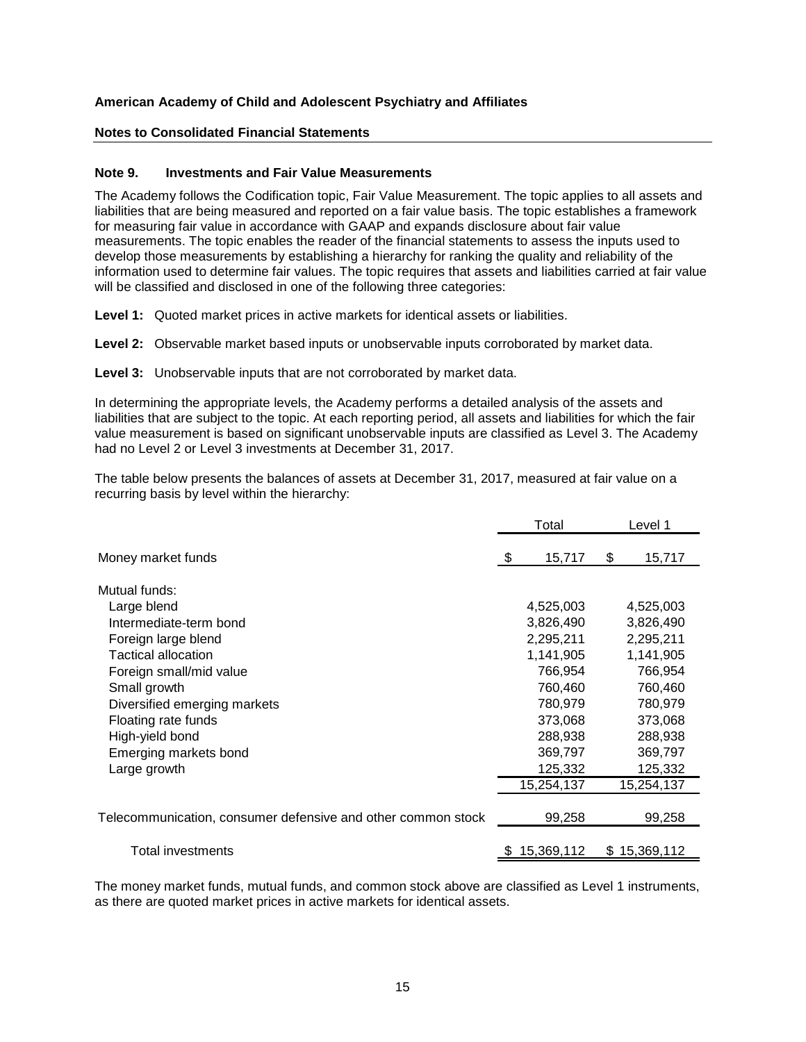**American Academy of Child and Adolescent Psychiatry and Affiliates**

**Notes to Consolidated Financial Statements**

**Note 9. Investments and Fair Value Measurements**

The Academy follows the Codification topic, Fair Value Measurement. The topic applies to all assets and liabilities that are being measured and reported on a fair value basis. The topic establishes a framework for measuring fair value in accordance with GAAP and expands disclosure about fair value measurements. The topic enables the reader of the financial statements to assess the inputs used to develop those measurements by establishing a hierarchy for ranking the quality and reliability of the information used to determine fair values. The topic requires that assets and liabilities carried at fair value will be classified and disclosed in one of the following three categories:

**Level 1:** Quoted market prices in active markets for identical assets or liabilities.

**Level 2:** Observable market based inputs or unobservable inputs corroborated by market data.

**Level 3:** Unobservable inputs that are not corroborated by market data.

In determining the appropriate levels, the Academy performs a detailed analysis of the assets and liabilities that are subject to the topic. At each reporting period, all assets and liabilities for which the fair value measurement is based on significant unobservable inputs are classified as Level 3. The Academy had no Level 2 or Level 3 investments at December 31, 2017.

The table below presents the balances of assets at December 31, 2017, measured at fair value on a recurring basis by level within the hierarchy:

| | Total | Level 1 |
|---|---|---|
| Money market funds | $ 15,717 | $ 15,717 |
| Mutual funds: | | |
| Large blend | 4,525,003 | 4,525,003 |
| Intermediate-term bond | 3,826,490 | 3,826,490 |
| Foreign large blend | 2,295,211 | 2,295,211 |
| Tactical allocation | 1,141,905 | 1,141,905 |
| Foreign small/mid value | 766,954 | 766,954 |
| Small growth | 760,460 | 760,460 |
| Diversified emerging markets | 780,979 | 780,979 |
| Floating rate funds | 373,068 | 373,068 |
| High-yield bond | 288,938 | 288,938 |
| Emerging markets bond | 369,797 | 369,797 |
| Large growth | 125,332 | 125,332 |
| | 15,254,137 | 15,254,137 |
| Telecommunication, consumer defensive and other common stock | 99,258 | 99,258 |
| Total investments | $ 15,369,112 | $ 15,369,112 |

The money market funds, mutual funds, and common stock above are classified as Level 1 instruments, as there are quoted market prices in active markets for identical assets.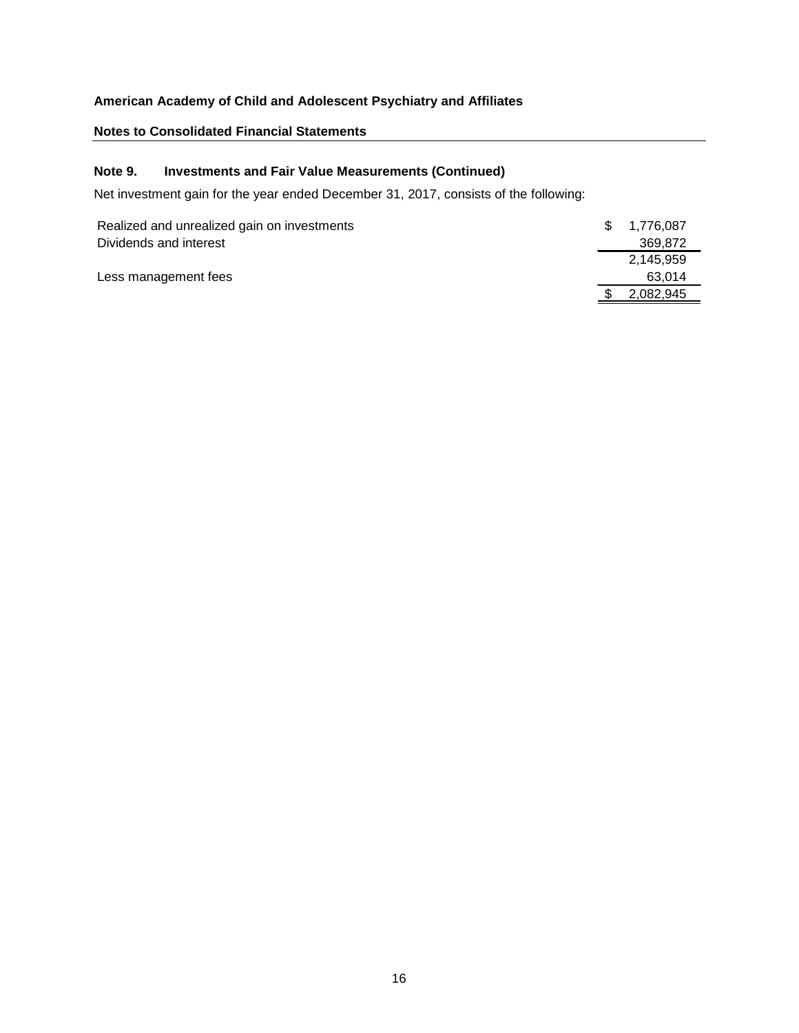**American Academy of Child and Adolescent Psychiatry and Affiliates**

**Notes to Consolidated Financial Statements**

## Note 9. Investments and Fair Value Measurements (Continued)

Net investment gain for the year ended December 31, 2017, consists of the following:

| | |
|---|---|
| Realized and unrealized gain on investments | $ 1,776,087 |
| Dividends and interest | 369,872 |
| | 2,145,959 |
| Less management fees | 63,014 |
| | $ 2,082,945 |